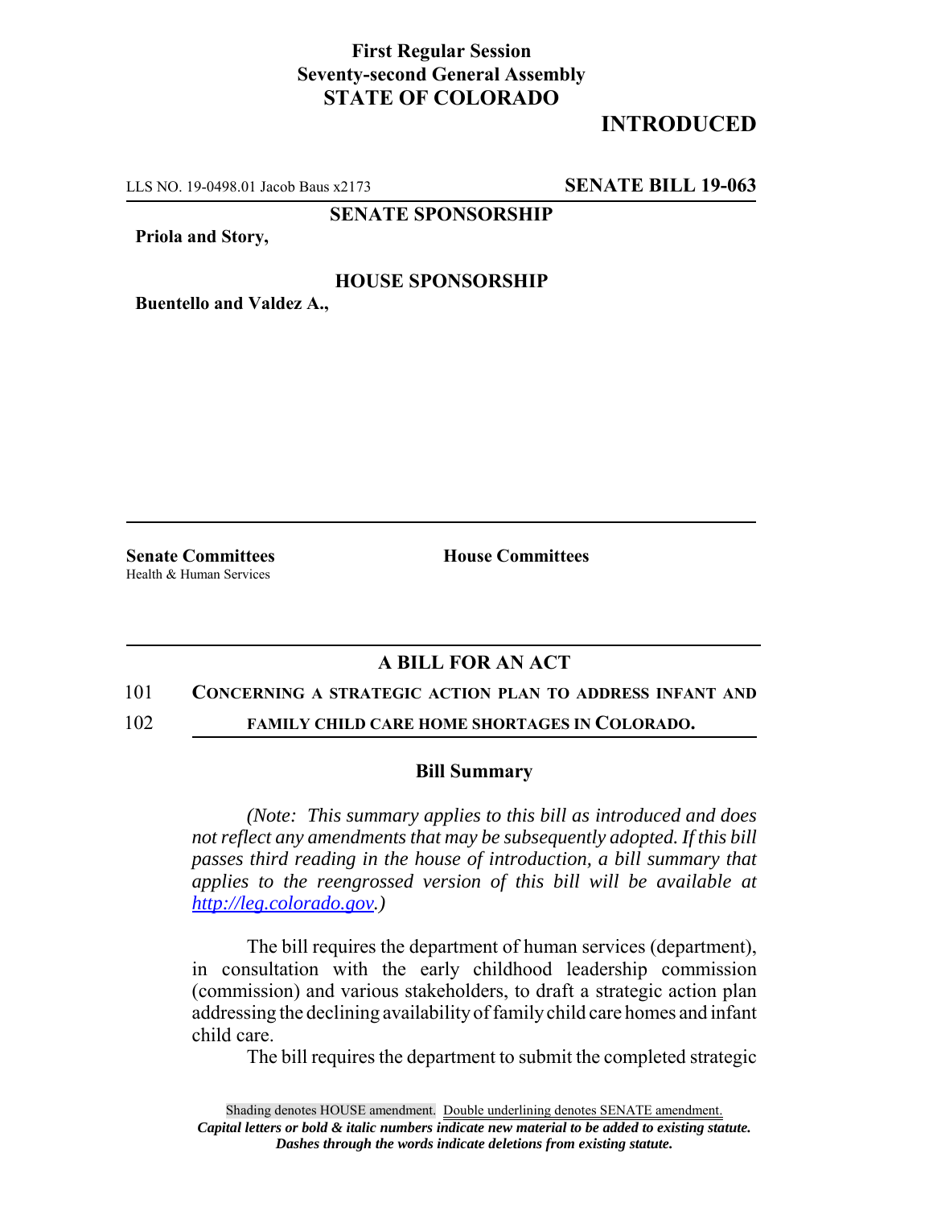**First Regular Session**
**Seventy-second General Assembly**
**STATE OF COLORADO**

**INTRODUCED**

LLS NO. 19-0498.01 Jacob Baus x2173 **SENATE BILL 19-063**

**SENATE SPONSORSHIP**

**Priola and Story,**

**HOUSE SPONSORSHIP**

**Buentello and Valdez A.,**

**Senate Committees**
Health & Human Services

**House Committees**

## A BILL FOR AN ACT

101 **CONCERNING A STRATEGIC ACTION PLAN TO ADDRESS INFANT AND**
102 **FAMILY CHILD CARE HOME SHORTAGES IN COLORADO.**

### Bill Summary

*(Note: This summary applies to this bill as introduced and does not reflect any amendments that may be subsequently adopted. If this bill passes third reading in the house of introduction, a bill summary that applies to the reengrossed version of this bill will be available at [http://leg.colorado.gov](http://leg.colorado.gov).)*

The bill requires the department of human services (department), in consultation with the early childhood leadership commission (commission) and various stakeholders, to draft a strategic action plan addressing the declining availability of family child care homes and infant child care.

The bill requires the department to submit the completed strategic

Shading denotes HOUSE amendment. Double underlining denotes SENATE amendment.
*Capital letters or bold & italic numbers indicate new material to be added to existing statute.*
*Dashes through the words indicate deletions from existing statute.*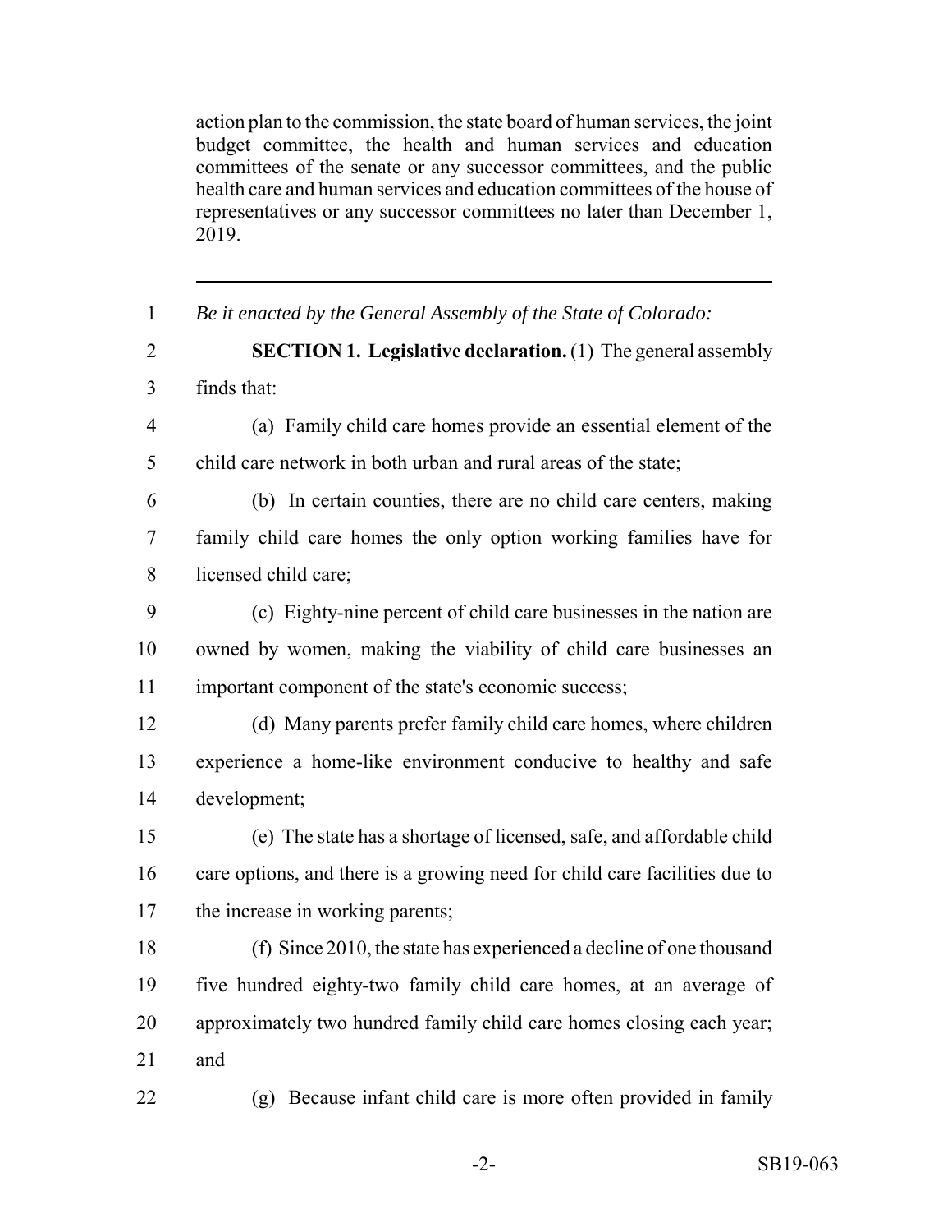action plan to the commission, the state board of human services, the joint budget committee, the health and human services and education committees of the senate or any successor committees, and the public health care and human services and education committees of the house of representatives or any successor committees no later than December 1, 2019.

---

1 *Be it enacted by the General Assembly of the State of Colorado:*

2 **SECTION 1. Legislative declaration.** (1) The general assembly
3 finds that:

4 (a) Family child care homes provide an essential element of the
5 child care network in both urban and rural areas of the state;

6 (b) In certain counties, there are no child care centers, making
7 family child care homes the only option working families have for
8 licensed child care;

9 (c) Eighty-nine percent of child care businesses in the nation are
10 owned by women, making the viability of child care businesses an
11 important component of the state's economic success;

12 (d) Many parents prefer family child care homes, where children
13 experience a home-like environment conducive to healthy and safe
14 development;

15 (e) The state has a shortage of licensed, safe, and affordable child
16 care options, and there is a growing need for child care facilities due to
17 the increase in working parents;

18 (f) Since 2010, the state has experienced a decline of one thousand
19 five hundred eighty-two family child care homes, at an average of
20 approximately two hundred family child care homes closing each year;
21 and

22 (g) Because infant child care is more often provided in family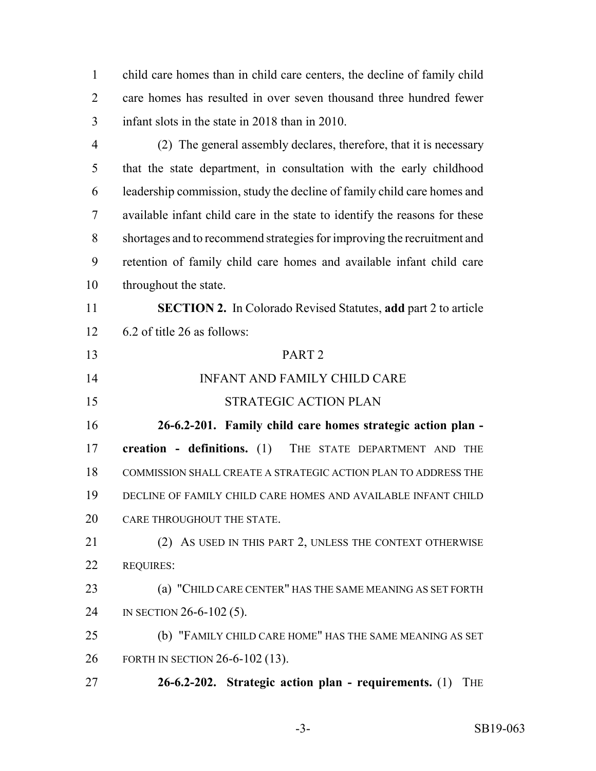child care homes than in child care centers, the decline of family child care homes has resulted in over seven thousand three hundred fewer infant slots in the state in 2018 than in 2010.

(2) The general assembly declares, therefore, that it is necessary that the state department, in consultation with the early childhood leadership commission, study the decline of family child care homes and available infant child care in the state to identify the reasons for these shortages and to recommend strategies for improving the recruitment and retention of family child care homes and available infant child care throughout the state.

**SECTION 2.** In Colorado Revised Statutes, **add** part 2 to article 6.2 of title 26 as follows:

PART 2

INFANT AND FAMILY CHILD CARE

STRATEGIC ACTION PLAN

**26-6.2-201. Family child care homes strategic action plan - creation - definitions.** (1) THE STATE DEPARTMENT AND THE COMMISSION SHALL CREATE A STRATEGIC ACTION PLAN TO ADDRESS THE DECLINE OF FAMILY CHILD CARE HOMES AND AVAILABLE INFANT CHILD CARE THROUGHOUT THE STATE.

(2) AS USED IN THIS PART 2, UNLESS THE CONTEXT OTHERWISE REQUIRES:

(a) "CHILD CARE CENTER" HAS THE SAME MEANING AS SET FORTH IN SECTION 26-6-102 (5).

(b) "FAMILY CHILD CARE HOME" HAS THE SAME MEANING AS SET FORTH IN SECTION 26-6-102 (13).

**26-6.2-202. Strategic action plan - requirements.** (1) THE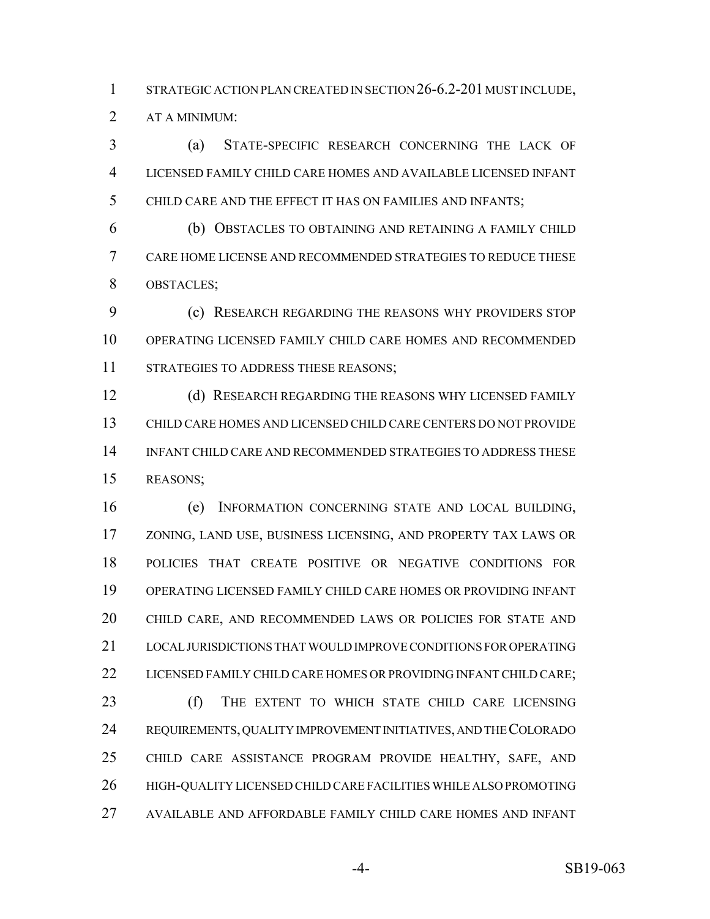STRATEGIC ACTION PLAN CREATED IN SECTION 26-6.2-201 MUST INCLUDE, AT A MINIMUM:

(a) STATE-SPECIFIC RESEARCH CONCERNING THE LACK OF LICENSED FAMILY CHILD CARE HOMES AND AVAILABLE LICENSED INFANT CHILD CARE AND THE EFFECT IT HAS ON FAMILIES AND INFANTS;

(b) OBSTACLES TO OBTAINING AND RETAINING A FAMILY CHILD CARE HOME LICENSE AND RECOMMENDED STRATEGIES TO REDUCE THESE OBSTACLES;

(c) RESEARCH REGARDING THE REASONS WHY PROVIDERS STOP OPERATING LICENSED FAMILY CHILD CARE HOMES AND RECOMMENDED STRATEGIES TO ADDRESS THESE REASONS;

(d) RESEARCH REGARDING THE REASONS WHY LICENSED FAMILY CHILD CARE HOMES AND LICENSED CHILD CARE CENTERS DO NOT PROVIDE INFANT CHILD CARE AND RECOMMENDED STRATEGIES TO ADDRESS THESE REASONS;

(e) INFORMATION CONCERNING STATE AND LOCAL BUILDING, ZONING, LAND USE, BUSINESS LICENSING, AND PROPERTY TAX LAWS OR POLICIES THAT CREATE POSITIVE OR NEGATIVE CONDITIONS FOR OPERATING LICENSED FAMILY CHILD CARE HOMES OR PROVIDING INFANT CHILD CARE, AND RECOMMENDED LAWS OR POLICIES FOR STATE AND LOCAL JURISDICTIONS THAT WOULD IMPROVE CONDITIONS FOR OPERATING LICENSED FAMILY CHILD CARE HOMES OR PROVIDING INFANT CHILD CARE;

(f) THE EXTENT TO WHICH STATE CHILD CARE LICENSING REQUIREMENTS, QUALITY IMPROVEMENT INITIATIVES, AND THE COLORADO CHILD CARE ASSISTANCE PROGRAM PROVIDE HEALTHY, SAFE, AND HIGH-QUALITY LICENSED CHILD CARE FACILITIES WHILE ALSO PROMOTING AVAILABLE AND AFFORDABLE FAMILY CHILD CARE HOMES AND INFANT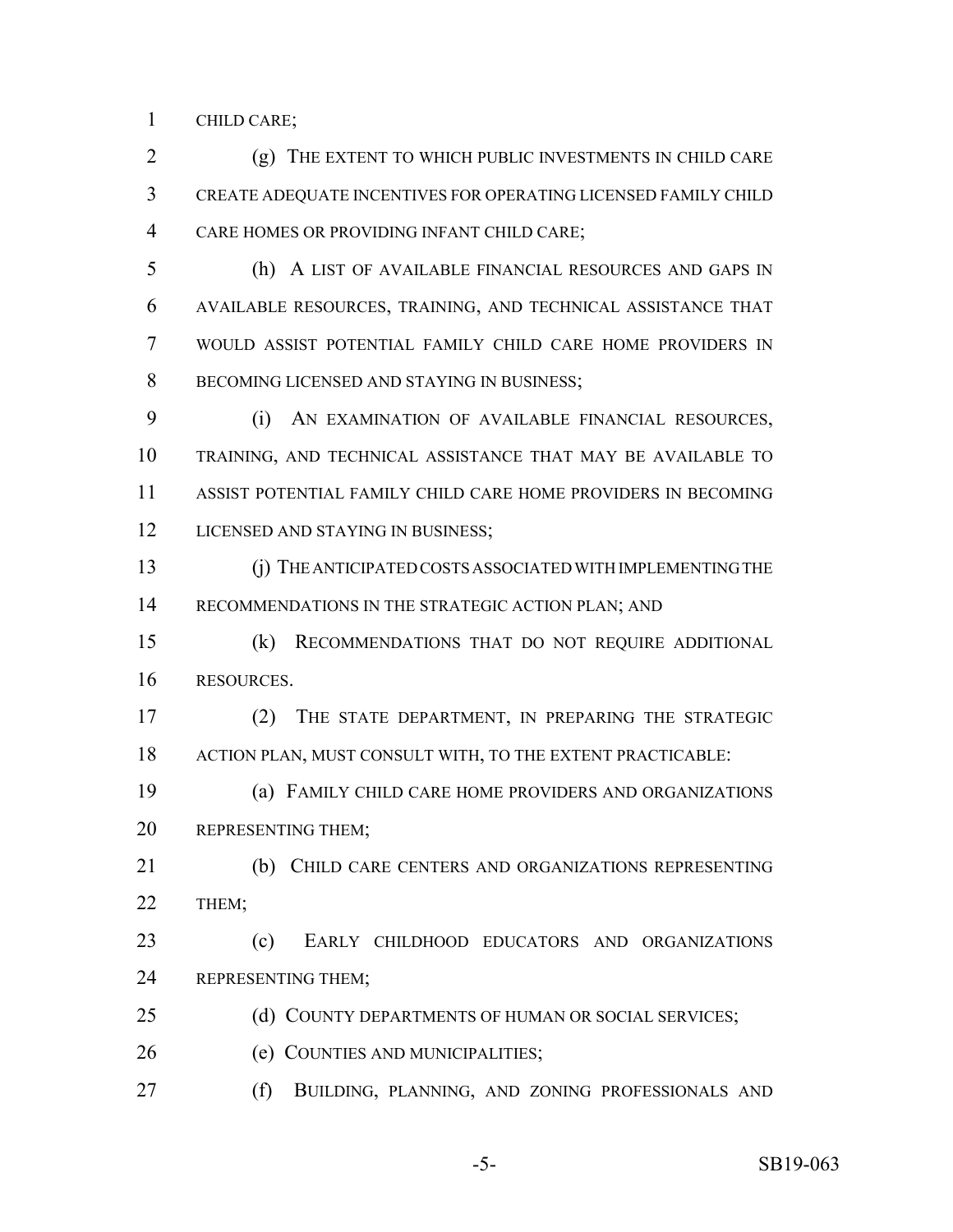CHILD CARE;

(g) THE EXTENT TO WHICH PUBLIC INVESTMENTS IN CHILD CARE CREATE ADEQUATE INCENTIVES FOR OPERATING LICENSED FAMILY CHILD CARE HOMES OR PROVIDING INFANT CHILD CARE;

(h) A LIST OF AVAILABLE FINANCIAL RESOURCES AND GAPS IN AVAILABLE RESOURCES, TRAINING, AND TECHNICAL ASSISTANCE THAT WOULD ASSIST POTENTIAL FAMILY CHILD CARE HOME PROVIDERS IN BECOMING LICENSED AND STAYING IN BUSINESS;

(i) AN EXAMINATION OF AVAILABLE FINANCIAL RESOURCES, TRAINING, AND TECHNICAL ASSISTANCE THAT MAY BE AVAILABLE TO ASSIST POTENTIAL FAMILY CHILD CARE HOME PROVIDERS IN BECOMING LICENSED AND STAYING IN BUSINESS;

(j) THE ANTICIPATED COSTS ASSOCIATED WITH IMPLEMENTING THE RECOMMENDATIONS IN THE STRATEGIC ACTION PLAN; AND

(k) RECOMMENDATIONS THAT DO NOT REQUIRE ADDITIONAL RESOURCES.

(2) THE STATE DEPARTMENT, IN PREPARING THE STRATEGIC ACTION PLAN, MUST CONSULT WITH, TO THE EXTENT PRACTICABLE:

(a) FAMILY CHILD CARE HOME PROVIDERS AND ORGANIZATIONS REPRESENTING THEM;

(b) CHILD CARE CENTERS AND ORGANIZATIONS REPRESENTING THEM;

(c) EARLY CHILDHOOD EDUCATORS AND ORGANIZATIONS REPRESENTING THEM;

(d) COUNTY DEPARTMENTS OF HUMAN OR SOCIAL SERVICES;

(e) COUNTIES AND MUNICIPALITIES;

(f) BUILDING, PLANNING, AND ZONING PROFESSIONALS AND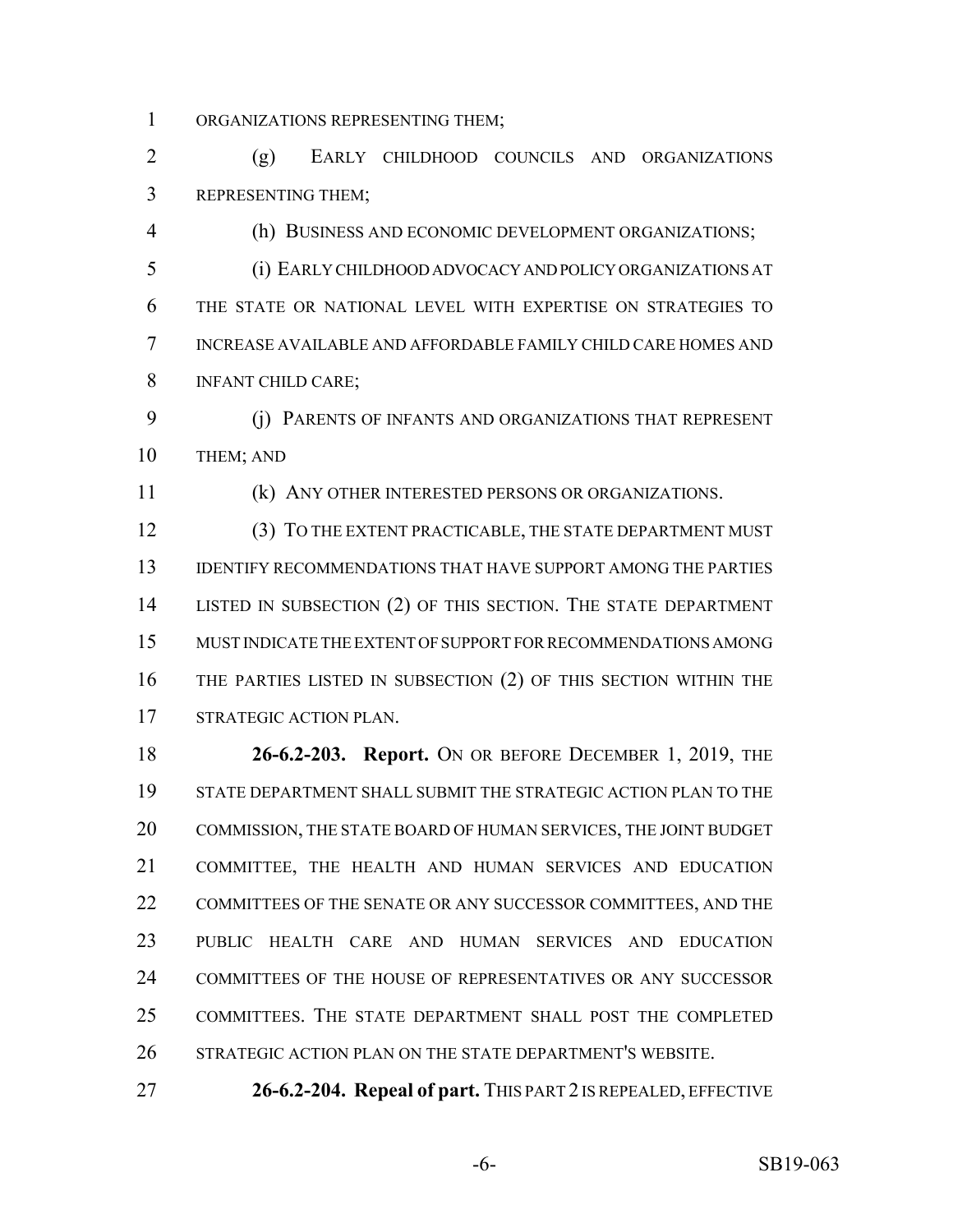ORGANIZATIONS REPRESENTING THEM;

(g) EARLY CHILDHOOD COUNCILS AND ORGANIZATIONS REPRESENTING THEM;

(h) BUSINESS AND ECONOMIC DEVELOPMENT ORGANIZATIONS;

(i) EARLY CHILDHOOD ADVOCACY AND POLICY ORGANIZATIONS AT THE STATE OR NATIONAL LEVEL WITH EXPERTISE ON STRATEGIES TO INCREASE AVAILABLE AND AFFORDABLE FAMILY CHILD CARE HOMES AND INFANT CHILD CARE;

(j) PARENTS OF INFANTS AND ORGANIZATIONS THAT REPRESENT THEM; AND

(k) ANY OTHER INTERESTED PERSONS OR ORGANIZATIONS.

(3) TO THE EXTENT PRACTICABLE, THE STATE DEPARTMENT MUST IDENTIFY RECOMMENDATIONS THAT HAVE SUPPORT AMONG THE PARTIES LISTED IN SUBSECTION (2) OF THIS SECTION. THE STATE DEPARTMENT MUST INDICATE THE EXTENT OF SUPPORT FOR RECOMMENDATIONS AMONG THE PARTIES LISTED IN SUBSECTION (2) OF THIS SECTION WITHIN THE STRATEGIC ACTION PLAN.

**26-6.2-203. Report.** ON OR BEFORE DECEMBER 1, 2019, THE STATE DEPARTMENT SHALL SUBMIT THE STRATEGIC ACTION PLAN TO THE COMMISSION, THE STATE BOARD OF HUMAN SERVICES, THE JOINT BUDGET COMMITTEE, THE HEALTH AND HUMAN SERVICES AND EDUCATION COMMITTEES OF THE SENATE OR ANY SUCCESSOR COMMITTEES, AND THE PUBLIC HEALTH CARE AND HUMAN SERVICES AND EDUCATION COMMITTEES OF THE HOUSE OF REPRESENTATIVES OR ANY SUCCESSOR COMMITTEES. THE STATE DEPARTMENT SHALL POST THE COMPLETED STRATEGIC ACTION PLAN ON THE STATE DEPARTMENT'S WEBSITE.

**26-6.2-204. Repeal of part.** THIS PART 2 IS REPEALED, EFFECTIVE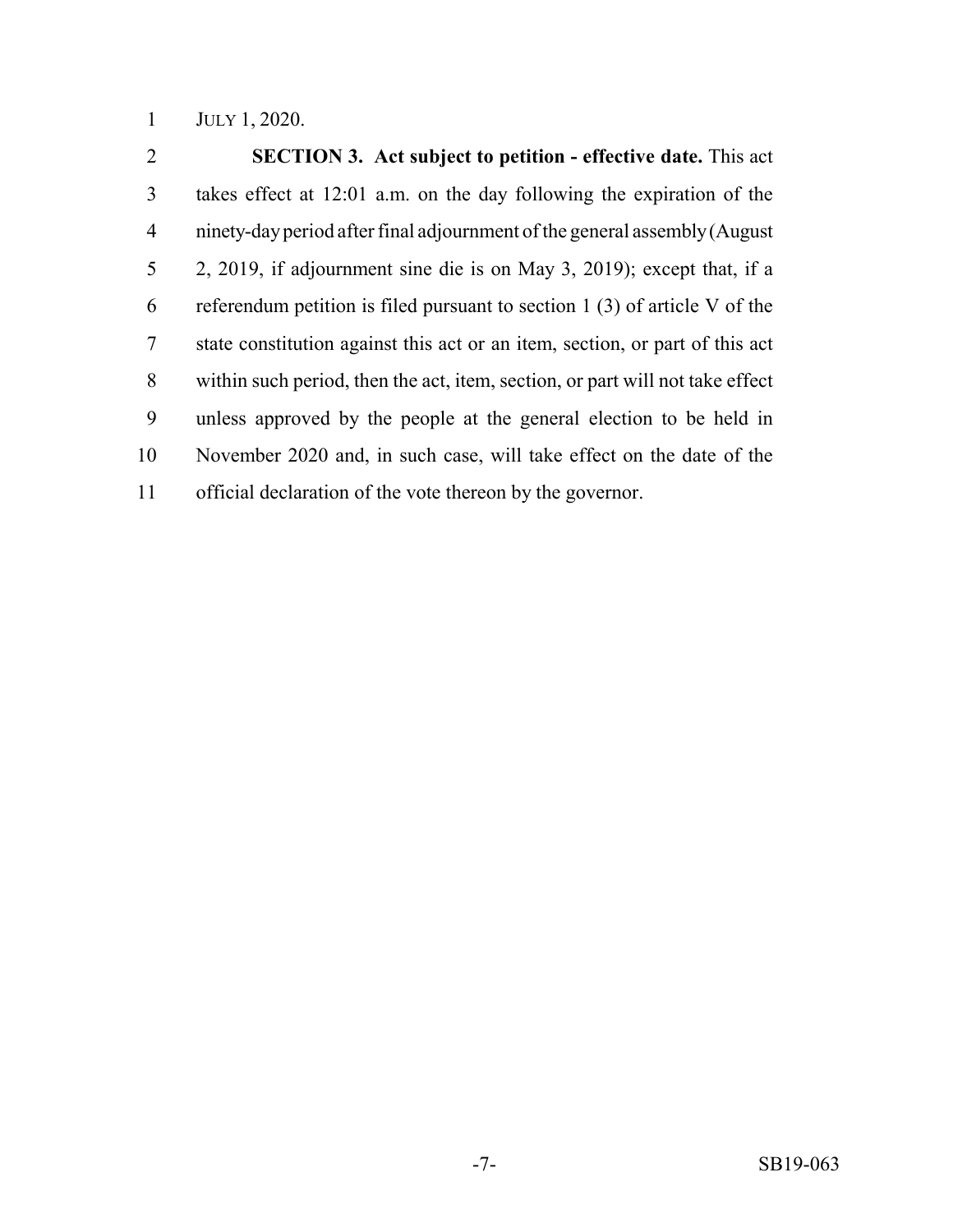JULY 1, 2020.

**SECTION 3. Act subject to petition - effective date.** This act takes effect at 12:01 a.m. on the day following the expiration of the ninety-day period after final adjournment of the general assembly (August 2, 2019, if adjournment sine die is on May 3, 2019); except that, if a referendum petition is filed pursuant to section 1 (3) of article V of the state constitution against this act or an item, section, or part of this act within such period, then the act, item, section, or part will not take effect unless approved by the people at the general election to be held in November 2020 and, in such case, will take effect on the date of the official declaration of the vote thereon by the governor.